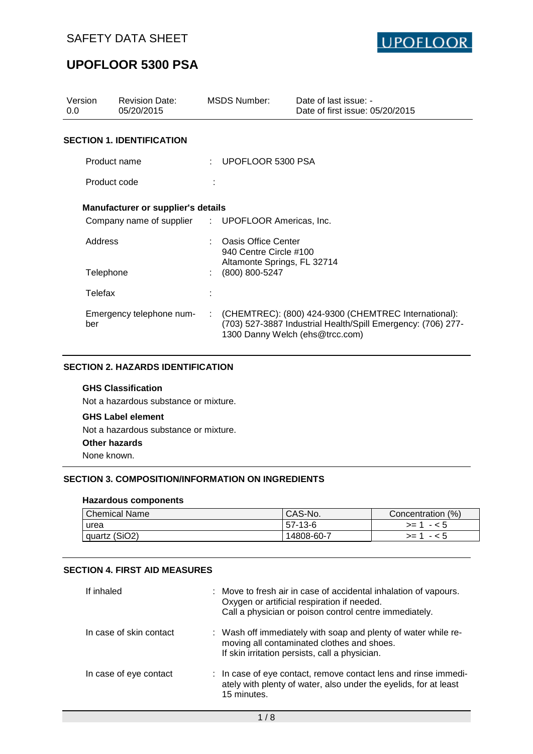SAFETY DATA SHEET

# UPOFLOOR 5300 PSA

| Version | Revision Date: | MSDS Number: | Date of last issue: - |
|---|---|---|---|
| 0.0 | 05/20/2015 | | Date of first issue: 05/20/2015 |

## SECTION 1. IDENTIFICATION

Product name : UPOFLOOR 5300 PSA

Product code :

**Manufacturer or supplier's details**

Company name of supplier : UPOFLOOR Americas, Inc.

Address : Oasis Office Center
940 Centre Circle #100
Altamonte Springs, FL 32714

Telephone : (800) 800-5247

Telefax :

Emergency telephone number : (CHEMTREC): (800) 424-9300 (CHEMTREC International): (703) 527-3887 Industrial Health/Spill Emergency: (706) 277-1300 Danny Welch (ehs@trcc.com)

## SECTION 2. HAZARDS IDENTIFICATION

**GHS Classification**

Not a hazardous substance or mixture.

**GHS Label element**

Not a hazardous substance or mixture.

**Other hazards**

None known.

## SECTION 3. COMPOSITION/INFORMATION ON INGREDIENTS

**Hazardous components**

| Chemical Name | CAS-No. | Concentration (%) |
|---|---|---|
| urea | 57-13-6 | >= 1 - < 5 |
| quartz ($SiO_2$) | 14808-60-7 | >= 1 - < 5 |

## SECTION 4. FIRST AID MEASURES

If inhaled : Move to fresh air in case of accidental inhalation of vapours.
Oxygen or artificial respiration if needed.
Call a physician or poison control centre immediately.

In case of skin contact : Wash off immediately with soap and plenty of water while removing all contaminated clothes and shoes.
If skin irritation persists, call a physician.

In case of eye contact : In case of eye contact, remove contact lens and rinse immediately with plenty of water, also under the eyelids, for at least 15 minutes.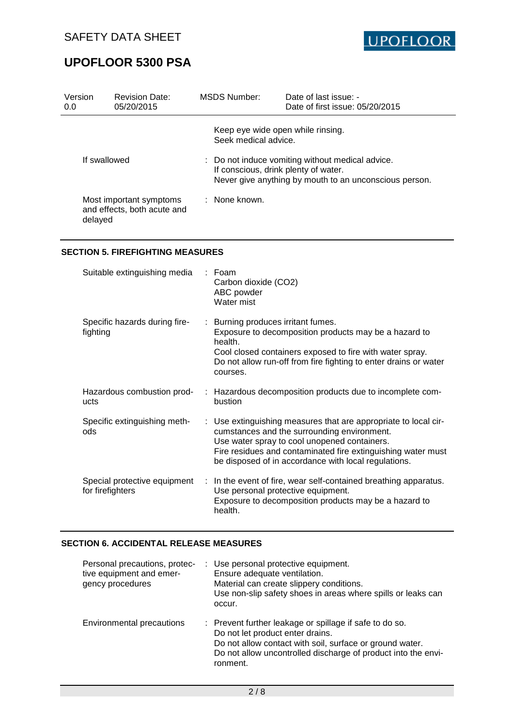| | |
|---|---|
| | Keep eye wide open while rinsing.<br>Seek medical advice. |
| If swallowed | : Do not induce vomiting without medical advice.<br>If conscious, drink plenty of water.<br>Never give anything by mouth to an unconscious person. |
| Most important symptoms and effects, both acute and delayed | : None known. |

## SECTION 5. FIREFIGHTING MEASURES

| | |
|---|---|
| Suitable extinguishing media | : Foam<br>Carbon dioxide ($CO_2$)<br>ABC powder<br>Water mist |
| Specific hazards during firefighting | : Burning produces irritant fumes.<br>Exposure to decomposition products may be a hazard to health.<br>Cool closed containers exposed to fire with water spray.<br>Do not allow run-off from fire fighting to enter drains or water courses. |
| Hazardous combustion products | : Hazardous decomposition products due to incomplete combustion |
| Specific extinguishing methods | : Use extinguishing measures that are appropriate to local circumstances and the surrounding environment.<br>Use water spray to cool unopened containers.<br>Fire residues and contaminated fire extinguishing water must be disposed of in accordance with local regulations. |
| Special protective equipment for firefighters | : In the event of fire, wear self-contained breathing apparatus.<br>Use personal protective equipment.<br>Exposure to decomposition products may be a hazard to health. |

## SECTION 6. ACCIDENTAL RELEASE MEASURES

| | |
|---|---|
| Personal precautions, protective equipment and emergency procedures | : Use personal protective equipment.<br>Ensure adequate ventilation.<br>Material can create slippery conditions.<br>Use non-slip safety shoes in areas where spills or leaks can occur. |
| Environmental precautions | : Prevent further leakage or spillage if safe to do so.<br>Do not let product enter drains.<br>Do not allow contact with soil, surface or ground water.<br>Do not allow uncontrolled discharge of product into the environment. |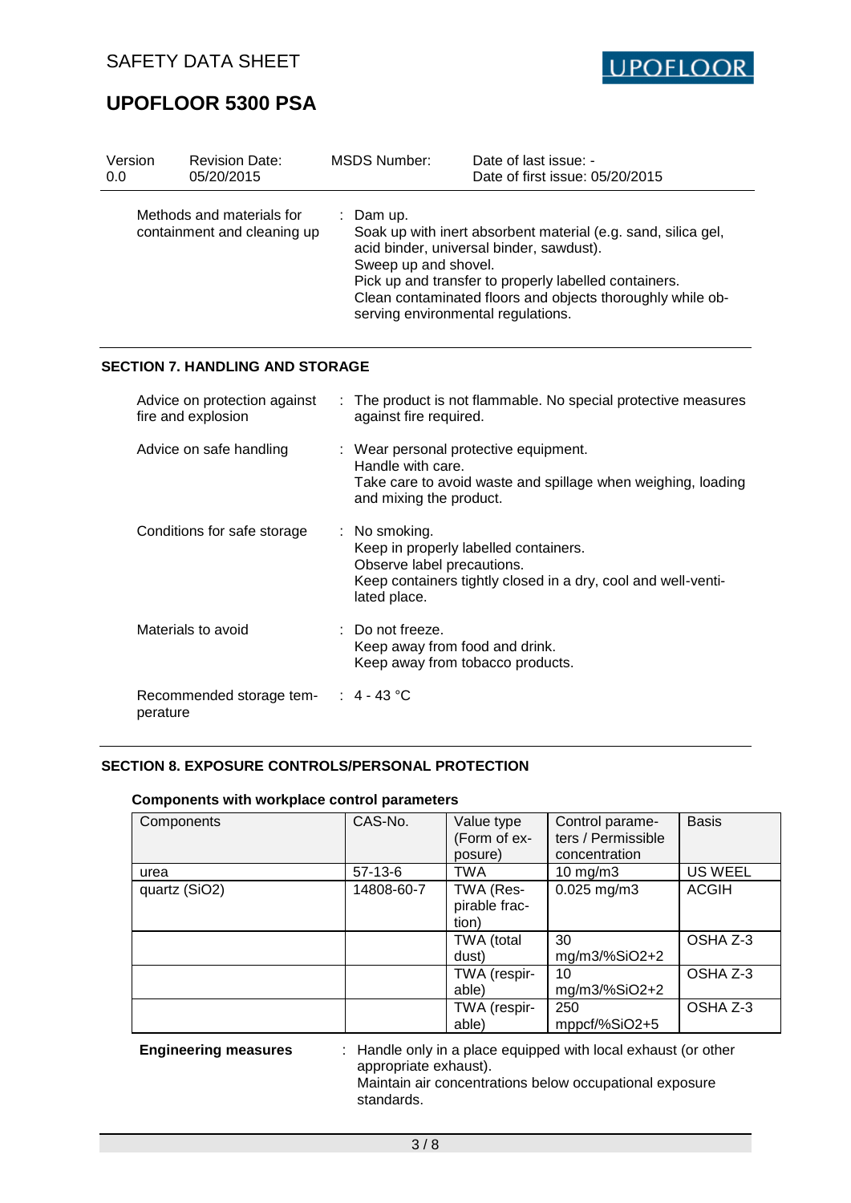| Version | Revision Date: | MSDS Number: | Date of last issue: - |
|---|---|---|---|
| 0.0 | 05/20/2015 | | Date of first issue: 05/20/2015 |

Methods and materials for containment and cleaning up : Dam up.
Soak up with inert absorbent material (e.g. sand, silica gel, acid binder, universal binder, sawdust).
Sweep up and shovel.
Pick up and transfer to properly labelled containers.
Clean contaminated floors and objects thoroughly while observing environmental regulations.

## SECTION 7. HANDLING AND STORAGE

Advice on protection against fire and explosion : The product is not flammable. No special protective measures against fire required.

Advice on safe handling : Wear personal protective equipment.
Handle with care.
Take care to avoid waste and spillage when weighing, loading and mixing the product.

Conditions for safe storage : No smoking.
Keep in properly labelled containers.
Observe label precautions.
Keep containers tightly closed in a dry, cool and well-ventilated place.

Materials to avoid : Do not freeze.
Keep away from food and drink.
Keep away from tobacco products.

Recommended storage temperature : 4 - 43 °C

## SECTION 8. EXPOSURE CONTROLS/PERSONAL PROTECTION

### Components with workplace control parameters

| Components | CAS-No. | Value type (Form of exposure) | Control parameters / Permissible concentration | Basis |
|---|---|---|---|---|
| urea | 57-13-6 | TWA | 10 mg/m3 | US WEEL |
| quartz ($SiO_2$) | 14808-60-7 | TWA (Respirable fraction) | 0.025 mg/m3 | ACGIH |
| | | TWA (total dust) | 30 mg/m3/%SiO2+2 | OSHA Z-3 |
| | | TWA (respirable) | 10 mg/m3/%SiO2+2 | OSHA Z-3 |
| | | TWA (respirable) | 250 mppcf/%SiO2+5 | OSHA Z-3 |

**Engineering measures** : Handle only in a place equipped with local exhaust (or other appropriate exhaust).
Maintain air concentrations below occupational exposure standards.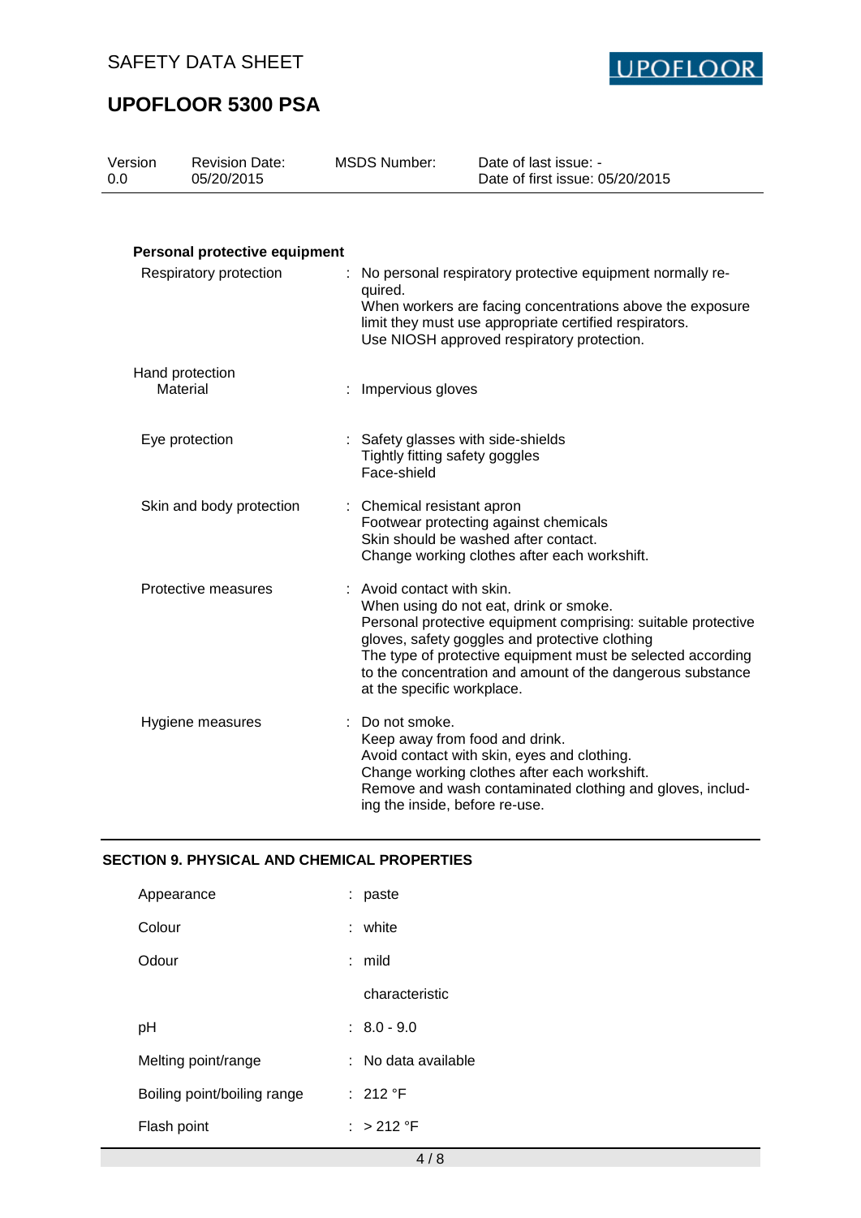**Personal protective equipment**

| | | |
|---|---|---|
| Respiratory protection | : | No personal respiratory protective equipment normally required.<br>When workers are facing concentrations above the exposure limit they must use appropriate certified respirators.<br>Use NIOSH approved respiratory protection. |
| Hand protection<br>Material | : | Impervious gloves |
| Eye protection | : | Safety glasses with side-shields<br>Tightly fitting safety goggles<br>Face-shield |
| Skin and body protection | : | Chemical resistant apron<br>Footwear protecting against chemicals<br>Skin should be washed after contact.<br>Change working clothes after each workshift. |
| Protective measures | : | Avoid contact with skin.<br>When using do not eat, drink or smoke.<br>Personal protective equipment comprising: suitable protective gloves, safety goggles and protective clothing<br>The type of protective equipment must be selected according to the concentration and amount of the dangerous substance at the specific workplace. |
| Hygiene measures | : | Do not smoke.<br>Keep away from food and drink.<br>Avoid contact with skin, eyes and clothing.<br>Change working clothes after each workshift.<br>Remove and wash contaminated clothing and gloves, including the inside, before re-use. |

## SECTION 9. PHYSICAL AND CHEMICAL PROPERTIES

| | | |
|---|---|---|
| Appearance | : | paste |
| Colour | : | white |
| Odour | : | mild<br><br>characteristic |
| pH | : | 8.0 - 9.0 |
| Melting point/range | : | No data available |
| Boiling point/boiling range | : | 212 °F |
| Flash point | : | > 212 °F |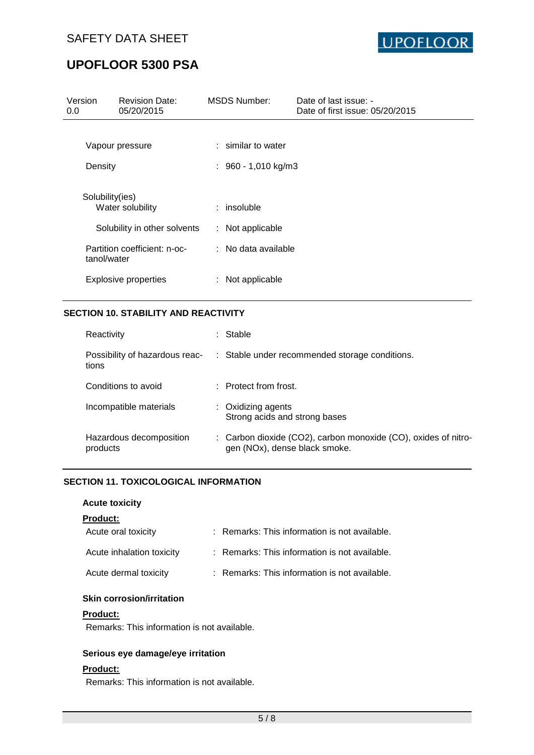| | | |
|---|---|---|
| Vapour pressure | : | similar to water |
| Density | : | 960 - 1,010 kg/m3 |

Solubility(ies)

| | | |
|---|---|---|
| Water solubility | : | insoluble |
| Solubility in other solvents | : | Not applicable |
| Partition coefficient: n-octanol/water | : | No data available |
| Explosive properties | : | Not applicable |

## SECTION 10. STABILITY AND REACTIVITY

| | | |
|---|---|---|
| Reactivity | : | Stable |
| Possibility of hazardous reactions | : | Stable under recommended storage conditions. |
| Conditions to avoid | : | Protect from frost. |
| Incompatible materials | : | Oxidizing agents<br>Strong acids and strong bases |
| Hazardous decomposition products | : | Carbon dioxide ($CO_2$), carbon monoxide (CO), oxides of nitrogen ($NO_x$), dense black smoke. |

## SECTION 11. TOXICOLOGICAL INFORMATION

**Acute toxicity**

**Product:**

| | | |
|---|---|---|
| Acute oral toxicity | : | Remarks: This information is not available. |
| Acute inhalation toxicity | : | Remarks: This information is not available. |
| Acute dermal toxicity | : | Remarks: This information is not available. |

**Skin corrosion/irritation**

**Product:**

Remarks: This information is not available.

**Serious eye damage/eye irritation**

**Product:**

Remarks: This information is not available.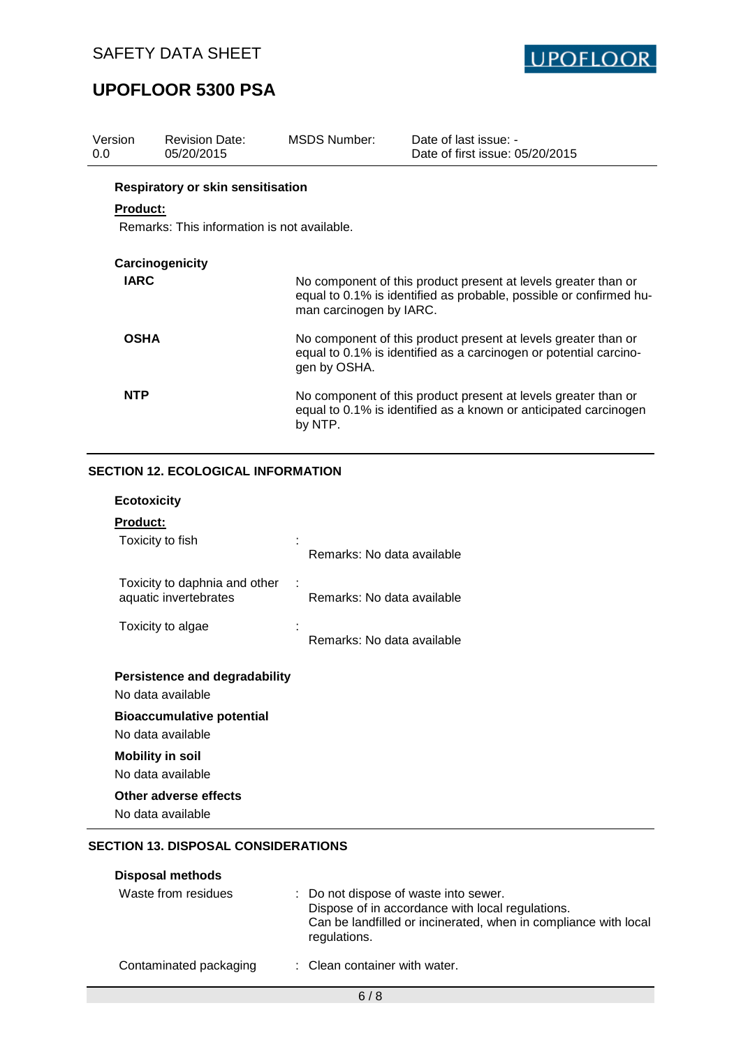**Respiratory or skin sensitisation**

**Product:**

Remarks: This information is not available.

**Carcinogenicity**

| | |
|---|---|
| **IARC** | No component of this product present at levels greater than or equal to 0.1% is identified as probable, possible or confirmed human carcinogen by IARC. |
| **OSHA** | No component of this product present at levels greater than or equal to 0.1% is identified as a carcinogen or potential carcinogen by OSHA. |
| **NTP** | No component of this product present at levels greater than or equal to 0.1% is identified as a known or anticipated carcinogen by NTP. |

## SECTION 12. ECOLOGICAL INFORMATION

**Ecotoxicity**

**Product:**

| | |
|---|---|
| Toxicity to fish | : Remarks: No data available |
| Toxicity to daphnia and other aquatic invertebrates | : Remarks: No data available |
| Toxicity to algae | : Remarks: No data available |

**Persistence and degradability**

No data available

**Bioaccumulative potential**

No data available

**Mobility in soil**

No data available

**Other adverse effects**

No data available

## SECTION 13. DISPOSAL CONSIDERATIONS

**Disposal methods**

| | |
|---|---|
| Waste from residues | : Do not dispose of waste into sewer. Dispose of in accordance with local regulations. Can be landfilled or incinerated, when in compliance with local regulations. |
| Contaminated packaging | : Clean container with water. |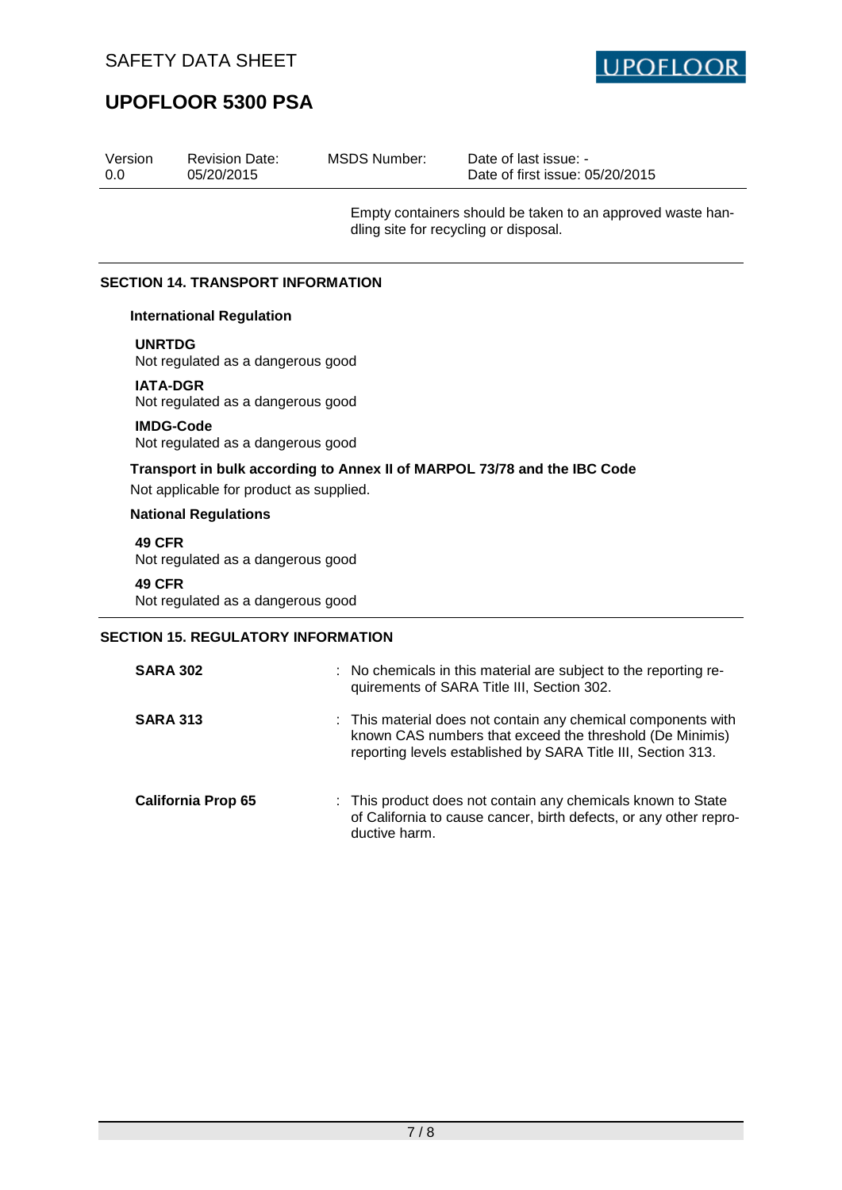Empty containers should be taken to an approved waste handling site for recycling or disposal.

## SECTION 14. TRANSPORT INFORMATION

### International Regulation

**UNRTDG**
Not regulated as a dangerous good

**IATA-DGR**
Not regulated as a dangerous good

**IMDG-Code**
Not regulated as a dangerous good

### Transport in bulk according to Annex II of MARPOL 73/78 and the IBC Code

Not applicable for product as supplied.

### National Regulations

**49 CFR**
Not regulated as a dangerous good

**49 CFR**
Not regulated as a dangerous good

## SECTION 15. REGULATORY INFORMATION

| | |
|---|---|
| **SARA 302** | : No chemicals in this material are subject to the reporting requirements of SARA Title III, Section 302. |
| **SARA 313** | : This material does not contain any chemical components with known CAS numbers that exceed the threshold (De Minimis) reporting levels established by SARA Title III, Section 313. |
| **California Prop 65** | : This product does not contain any chemicals known to State of California to cause cancer, birth defects, or any other reproductive harm. |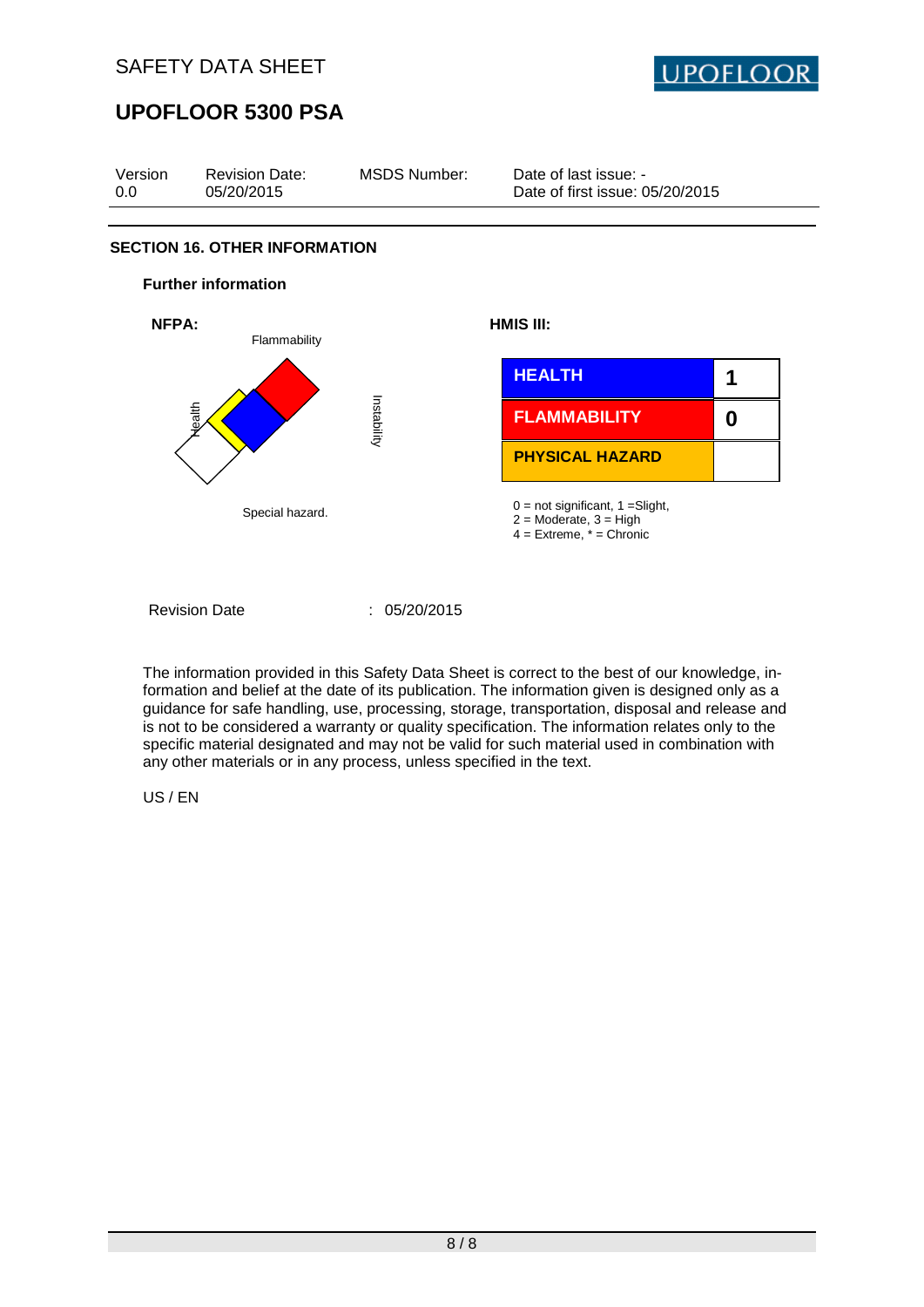## SECTION 16. OTHER INFORMATION

### Further information

**NFPA:**

Flammability

Health

Instability

Special hazard.

**HMIS III:**

| | |
|---|---|
| **HEALTH** | **1** |
| **FLAMMABILITY** | **0** |
| **PHYSICAL HAZARD** | |

0 = not significant, 1 =Slight,
2 = Moderate, 3 = High
4 = Extreme, * = Chronic

Revision Date : 05/20/2015

The information provided in this Safety Data Sheet is correct to the best of our knowledge, information and belief at the date of its publication. The information given is designed only as a guidance for safe handling, use, processing, storage, transportation, disposal and release and is not to be considered a warranty or quality specification. The information relates only to the specific material designated and may not be valid for such material used in combination with any other materials or in any process, unless specified in the text.

US / EN